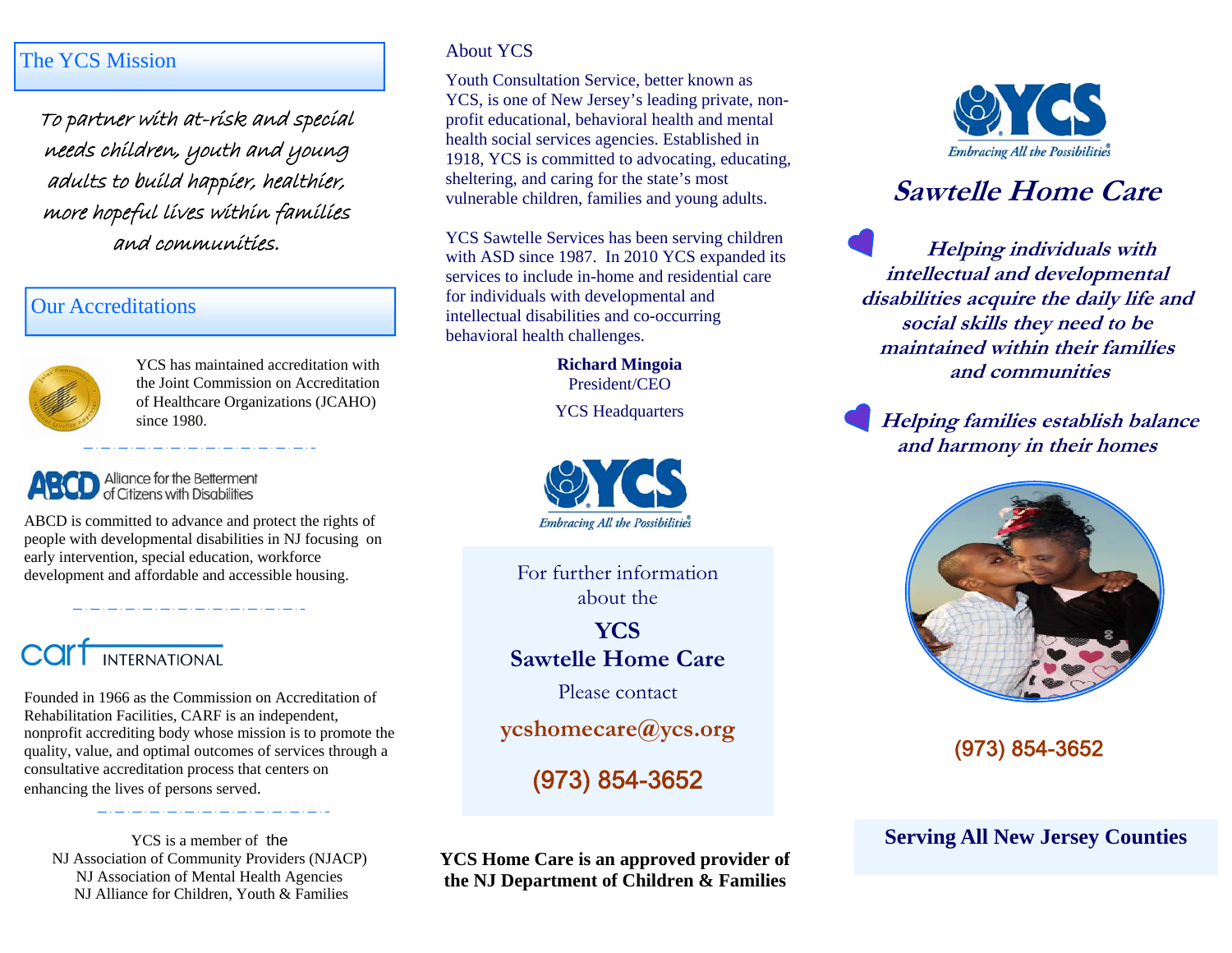## The YCS Mission

*To partner with at-risk and special needs children, youth and young adults to build happier, healthier, more hopeful lives within families and communities.*

## Our Accreditations

YCS has maintained accreditation with the Joint Commission on Accreditation of Healthcare Organizations (JCAHO) since 1980.

ABCD Alliance for the Betterment of Citizens with Disabilities

ABCD is committed to advance and protect the rights of people with developmental disabilities in NJ focusing on early intervention, special education, workforce development and affordable and accessible housing.

carf INTERNATIONAL

Founded in 1966 as the Commission on Accreditation of Rehabilitation Facilities, CARF is an independent, nonprofit accrediting body whose mission is to promote the quality, value, and optimal outcomes of services through a consultative accreditation process that centers on enhancing the lives of persons served.

YCS is a member of the
NJ Association of Community Providers (NJACP)
NJ Association of Mental Health Agencies
NJ Alliance for Children, Youth & Families

## About YCS

Youth Consultation Service, better known as YCS, is one of New Jersey's leading private, non-profit educational, behavioral health and mental health social services agencies. Established in 1918, YCS is committed to advocating, educating, sheltering, and caring for the state's most vulnerable children, families and young adults.

YCS Sawtelle Services has been serving children with ASD since 1987. In 2010 YCS expanded its services to include in-home and residential care for individuals with developmental and intellectual disabilities and co-occuring behavioral health challenges.

**Richard Mingoia**
President/CEO

YCS Headquarters

YCS
*Embracing All the Possibilities*

For further information about the

**YCS**
**Sawtelle Home Care**

Please contact

**ycshomecare@ycs.org**

**(973) 854-3652**

**YCS Home Care is an approved provider of the NJ Department of Children & Families**

YCS
*Embracing All the Possibilities*

# *Sawtelle Home Care*

***Helping individuals with intellectual and developmental disabilities acquire the daily life and social skills they need to be maintained within their families and communities***

***Helping families establish balance and harmony in their homes***

(973) 854-3652

**Serving All New Jersey Counties**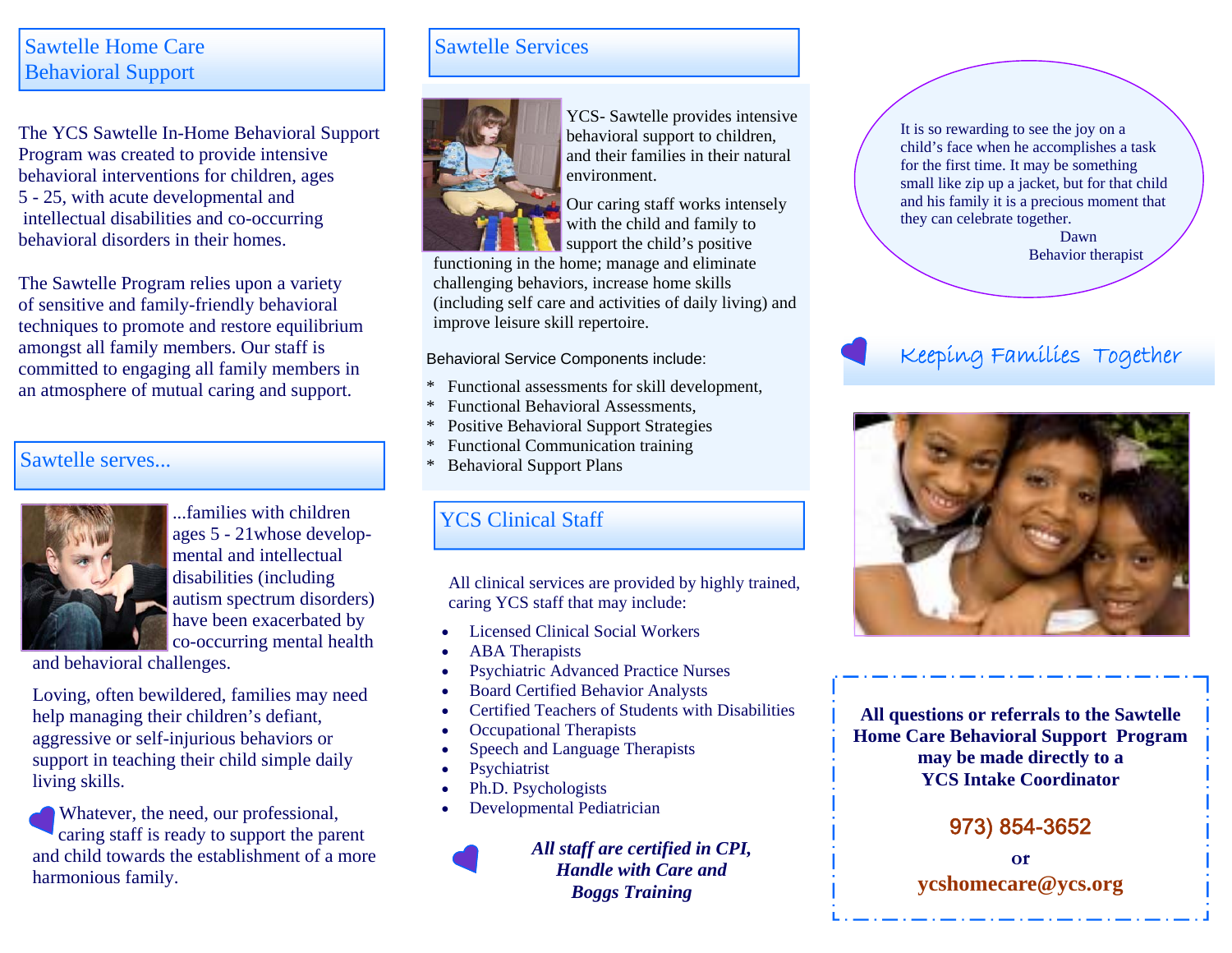## Sawtelle Home Care Behavioral Support

The YCS Sawtelle In-Home Behavioral Support Program was created to provide intensive behavioral interventions for children, ages 5 - 25, with acute developmental and intellectual disabilities and co-occurring behavioral disorders in their homes.

The Sawtelle Program relies upon a variety of sensitive and family-friendly behavioral techniques to promote and restore equilibrium amongst all family members. Our staff is committed to engaging all family members in an atmosphere of mutual caring and support.

## Sawtelle serves...

...families with children ages 5 - 21whose developmental and intellectual disabilities (including autism spectrum disorders) have been exacerbated by co-occurring mental health and behavioral challenges.

Loving, often bewildered, families may need help managing their children's defiant, aggressive or self-injurious behaviors or support in teaching their child simple daily living skills.

Whatever, the need, our professional, caring staff is ready to support the parent and child towards the establishment of a more harmonious family.

## Sawtelle Services

YCS- Sawtelle provides intensive behavioral support to children, and their families in their natural environment.

Our caring staff works intensely with the child and family to support the child's positive functioning in the home; manage and eliminate challenging behaviors, increase home skills (including self care and activities of daily living) and improve leisure skill repertoire.

Behavioral Service Components include:

* Functional assessments for skill development,
* Functional Behavioral Assessments,
* Positive Behavioral Support Strategies
* Functional Communication training
* Behavioral Support Plans

## YCS Clinical Staff

All clinical services are provided by highly trained, caring YCS staff that may include:

- Licensed Clinical Social Workers
- ABA Therapists
- Psychiatric Advanced Practice Nurses
- Board Certified Behavior Analysts
- Certified Teachers of Students with Disabilities
- Occupational Therapists
- Speech and Language Therapists
- Psychiatrist
- Ph.D. Psychologists
- Developmental Pediatrician

***All staff are certified in CPI, Handle with Care and Boggs Training***

It is so rewarding to see the joy on a child's face when he accomplishes a task for the first time. It may be something small like zip up a jacket, but for that child and his family it is a precious moment that they can celebrate together.

Dawn
Behavior therapist

## Keeping Families Together

**All questions or referrals to the Sawtelle Home Care Behavioral Support Program may be made directly to a YCS Intake Coordinator**

973) 854-3652

**or**

**ycshomecare@ycs.org**